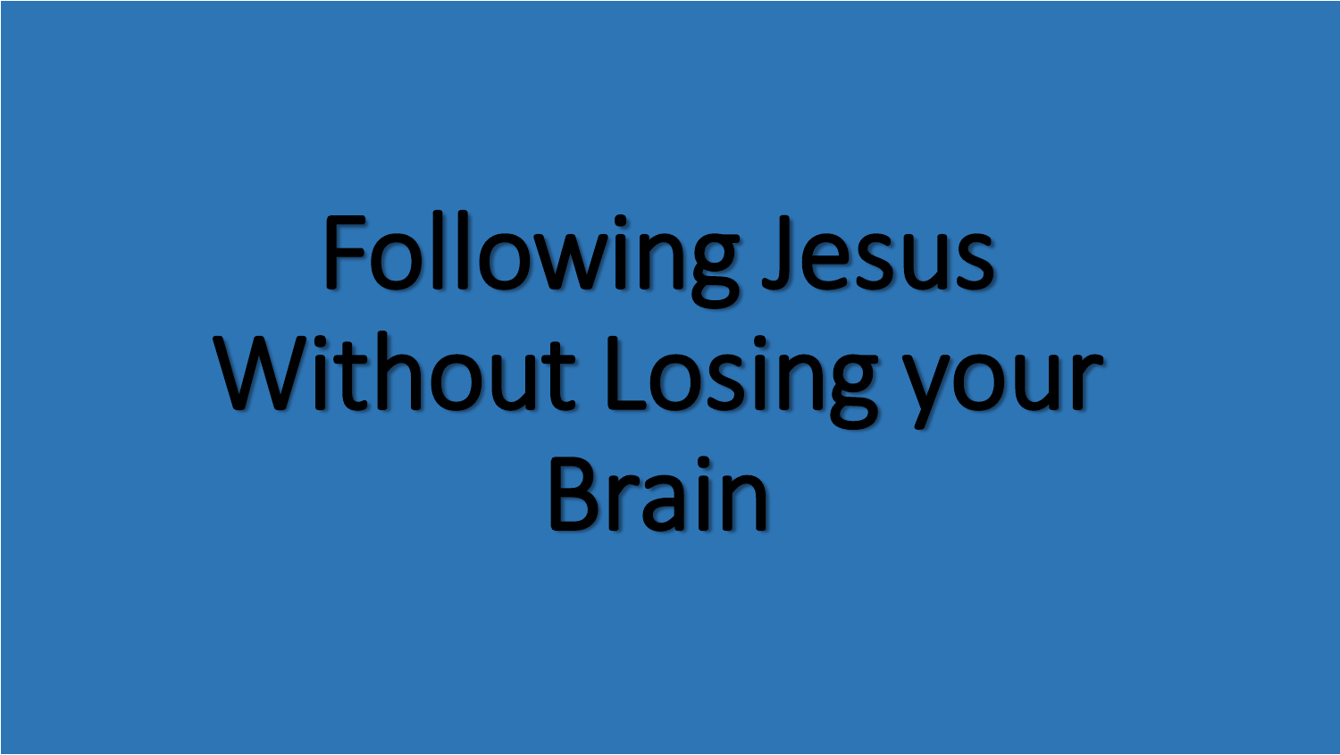# Following Jesus Without Losing your Brain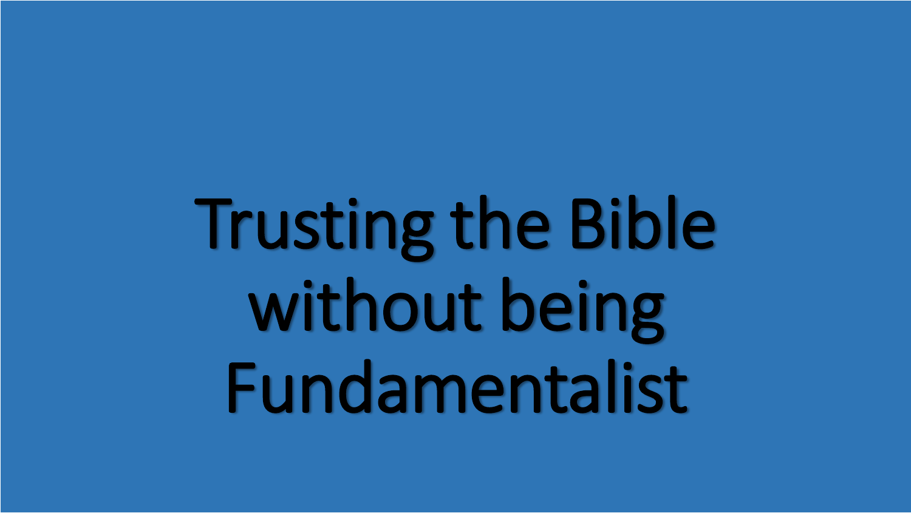# Trusting the Bible without being Fundamentalist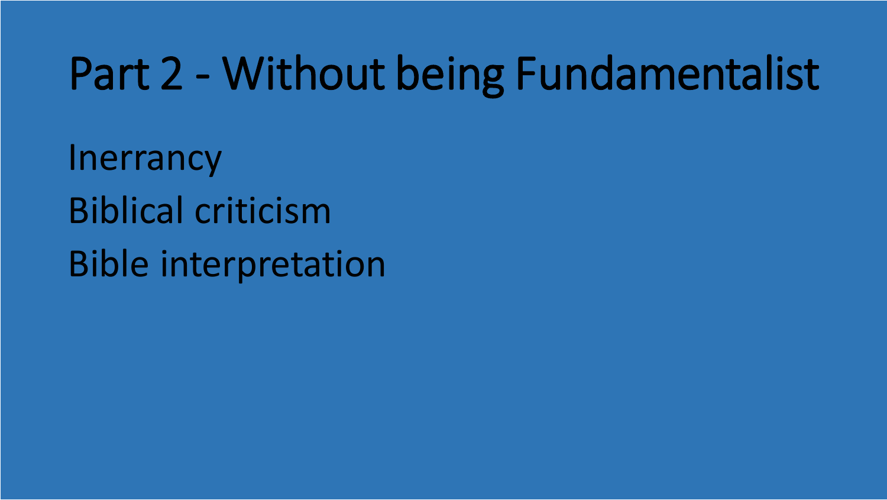# Part 2 - Without being Fundamentalist

Inerrancy

Biblical criticism

Bible interpretation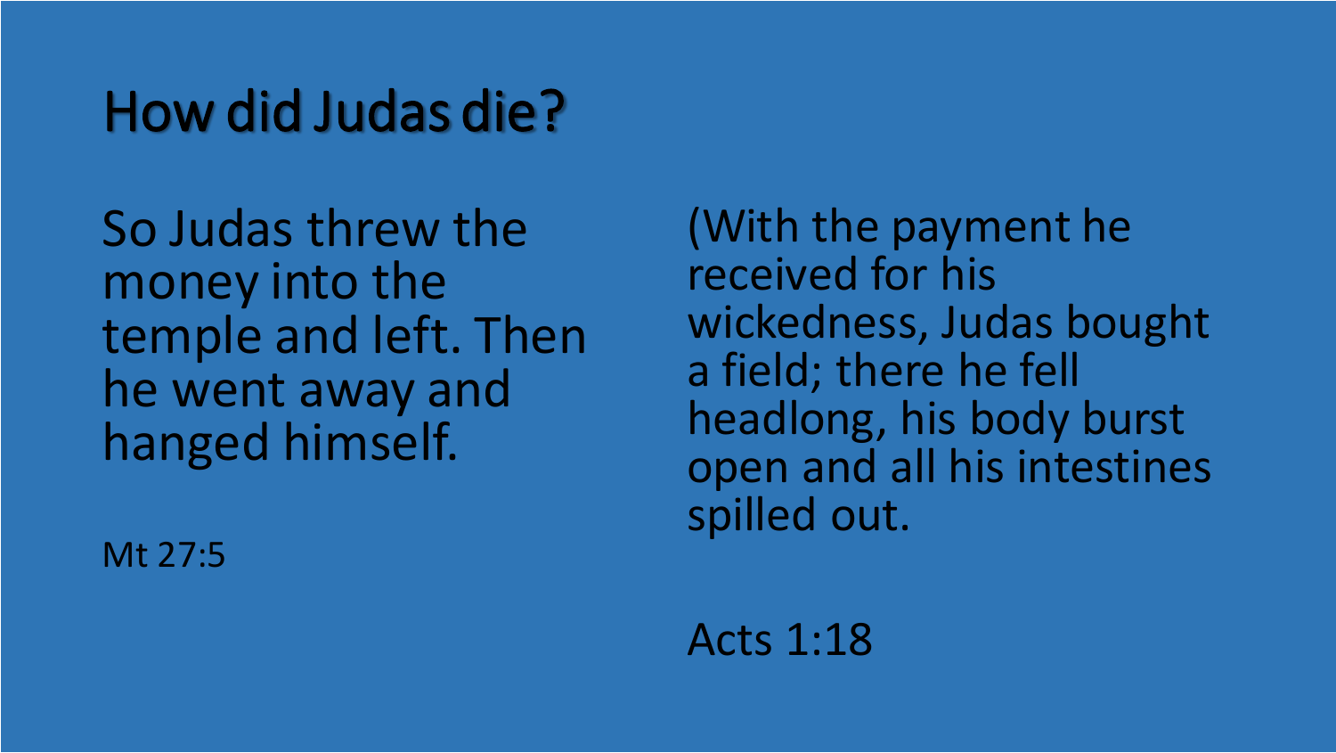# How did Judas die?

So Judas threw the money into the temple and left. Then he went away and hanged himself.

Mt 27:5

(With the payment he received for his wickedness, Judas bought a field; there he fell headlong, his body burst open and all his intestines spilled out.

Acts 1:18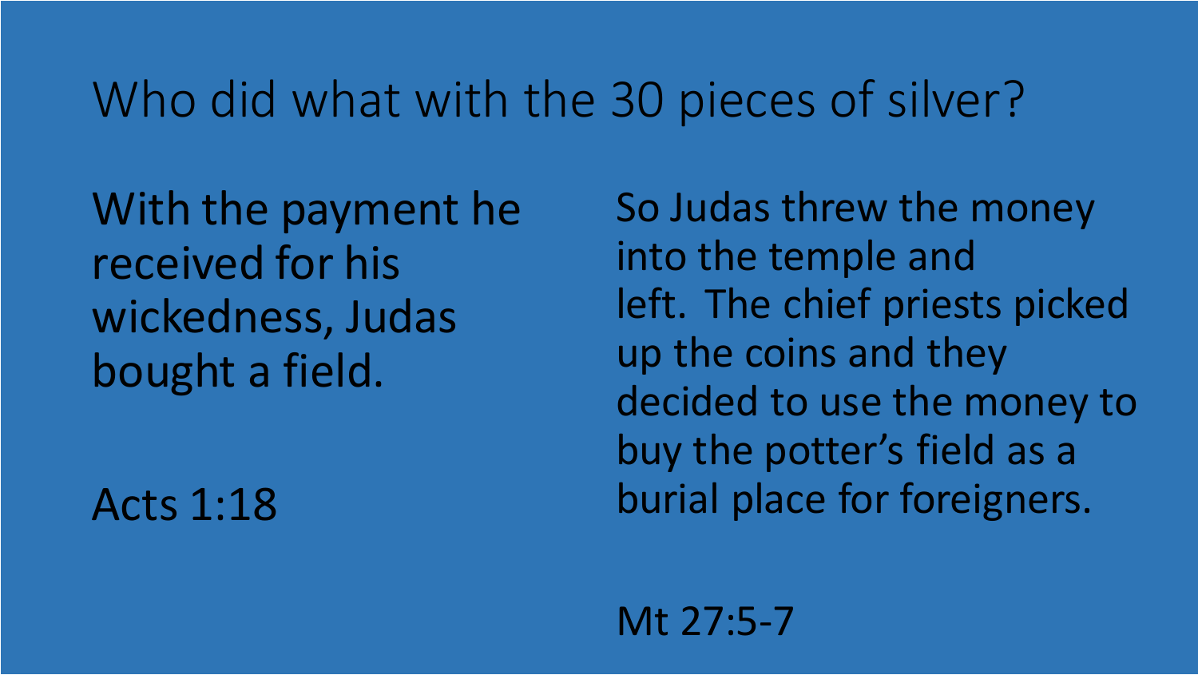# Who did what with the 30 pieces of silver?

With the payment he received for his wickedness, Judas bought a field.

Acts 1:18

So Judas threw the money into the temple and left. The chief priests picked up the coins and they decided to use the money to buy the potter's field as a burial place for foreigners.

Mt 27:5-7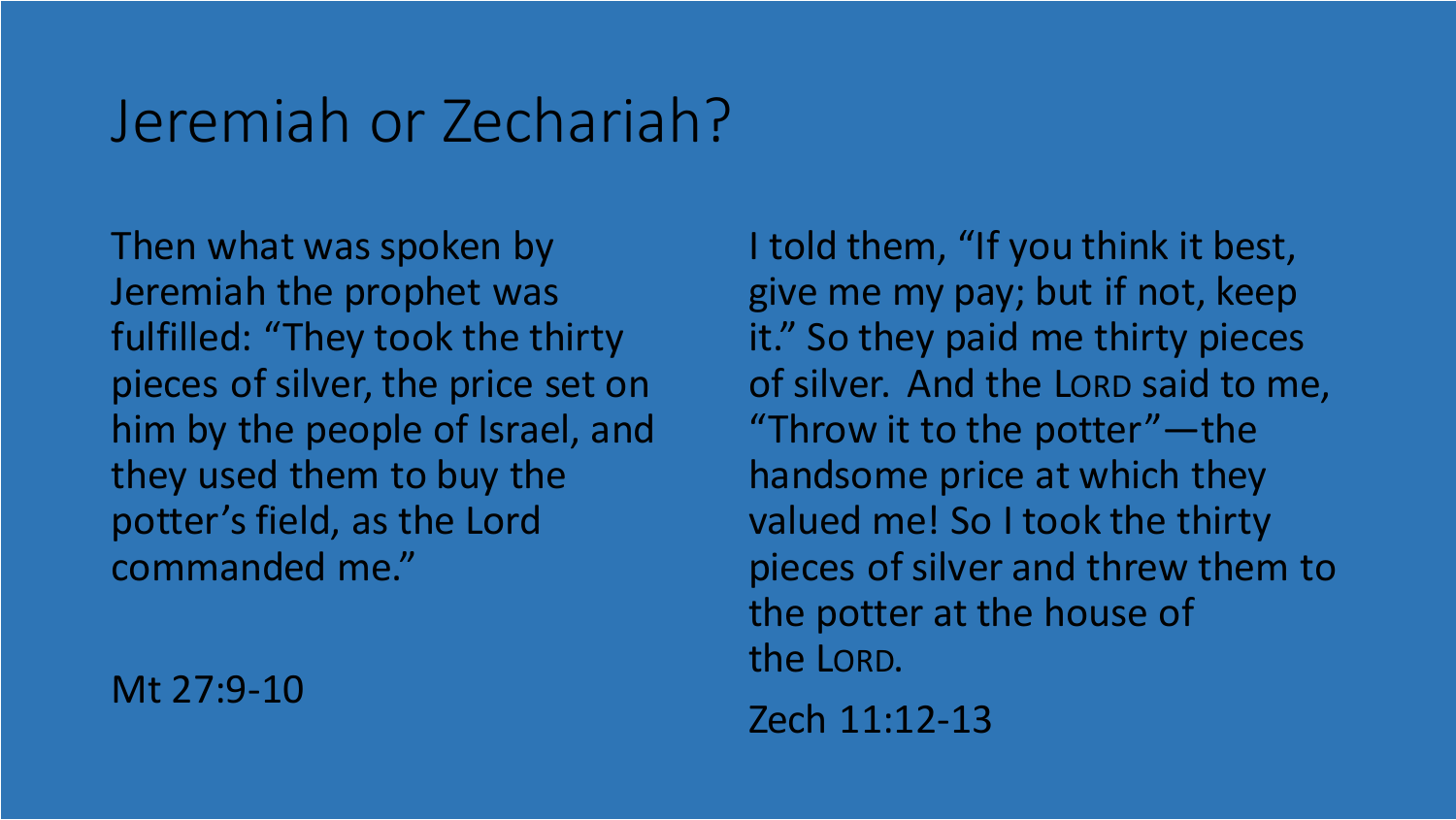# Jeremiah or Zechariah?

Then what was spoken by Jeremiah the prophet was fulfilled: “They took the thirty pieces of silver, the price set on him by the people of Israel, and they used them to buy the potter’s field, as the Lord commanded me.”

Mt 27:9-10

I told them, “If you think it best, give me my pay; but if not, keep it.” So they paid me thirty pieces of silver. And the LORD said to me, “Throw it to the potter”—the handsome price at which they valued me! So I took the thirty pieces of silver and threw them to the potter at the house of the LORD.

Zech 11:12-13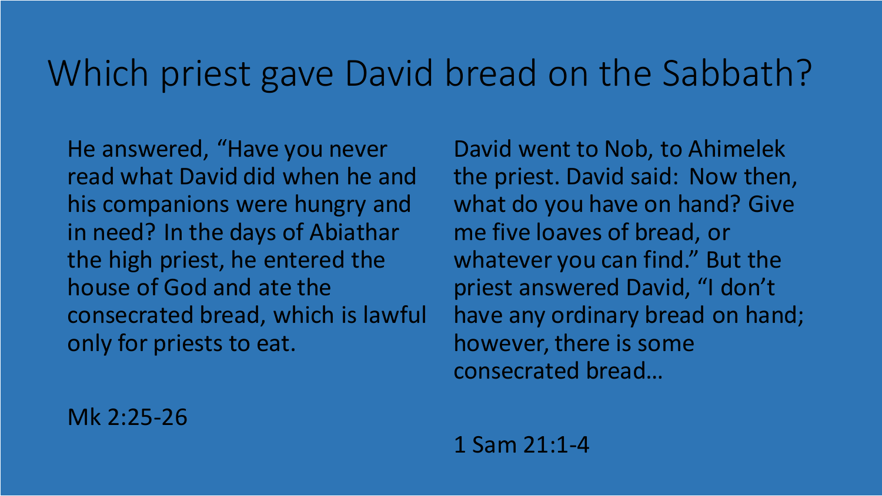# Which priest gave David bread on the Sabbath?

He answered, “Have you never read what David did when he and his companions were hungry and in need? In the days of Abiathar the high priest, he entered the house of God and ate the consecrated bread, which is lawful only for priests to eat.

Mk 2:25-26

David went to Nob, to Ahimelek the priest. David said: Now then, what do you have on hand? Give me five loaves of bread, or whatever you can find.” But the priest answered David, “I don’t have any ordinary bread on hand; however, there is some consecrated bread…

1 Sam 21:1-4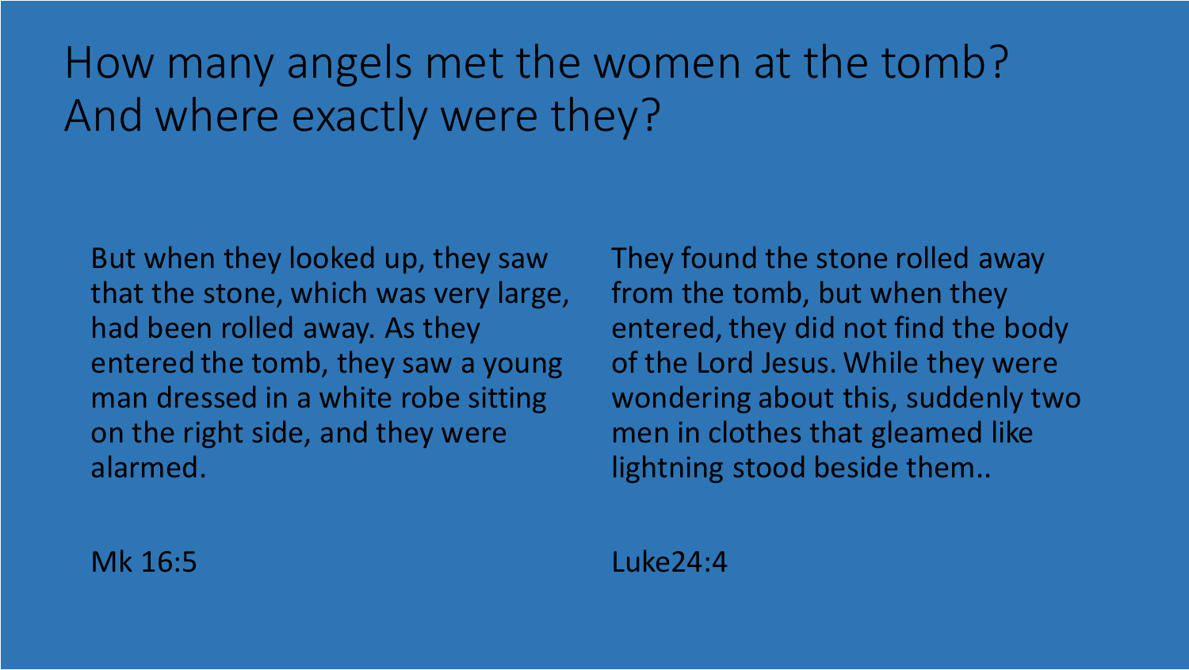# How many angels met the women at the tomb? And where exactly were they?

But when they looked up, they saw that the stone, which was very large, had been rolled away. As they entered the tomb, they saw a young man dressed in a white robe sitting on the right side, and they were alarmed.

Mk 16:5

They found the stone rolled away from the tomb, but when they entered, they did not find the body of the Lord Jesus. While they were wondering about this, suddenly two men in clothes that gleamed like lightning stood beside them..

Luke24:4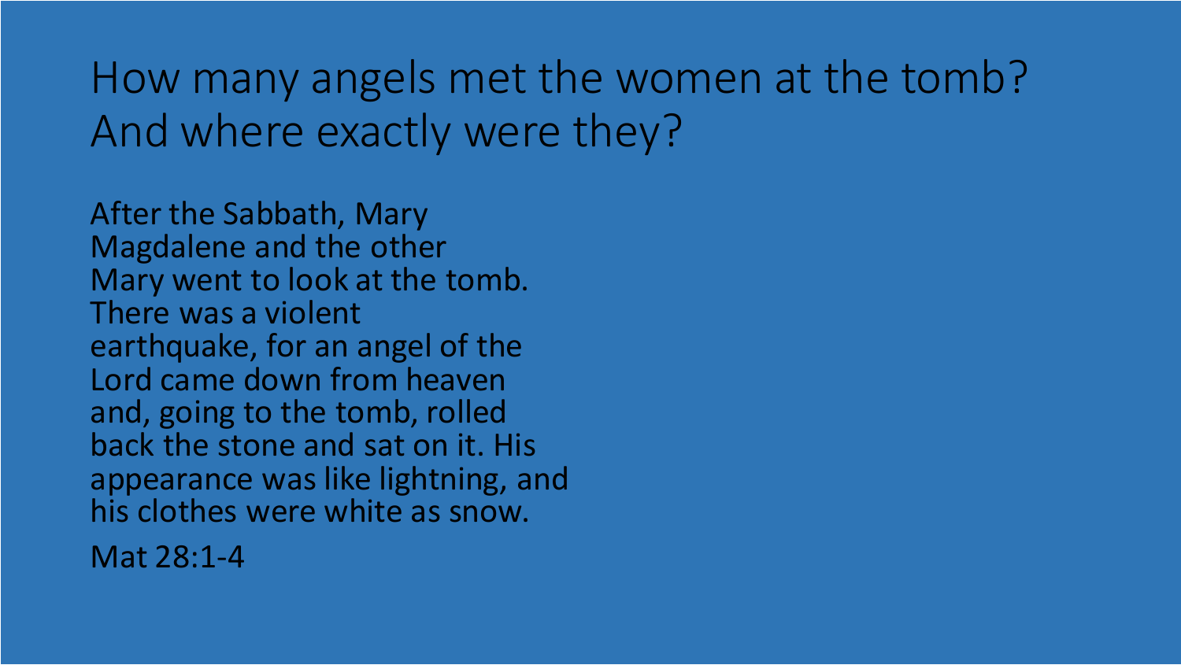# How many angels met the women at the tomb? And where exactly were they?

After the Sabbath, Mary Magdalene and the other Mary went to look at the tomb. There was a violent earthquake, for an angel of the Lord came down from heaven and, going to the tomb, rolled back the stone and sat on it. His appearance was like lightning, and his clothes were white as snow.

Mat 28:1-4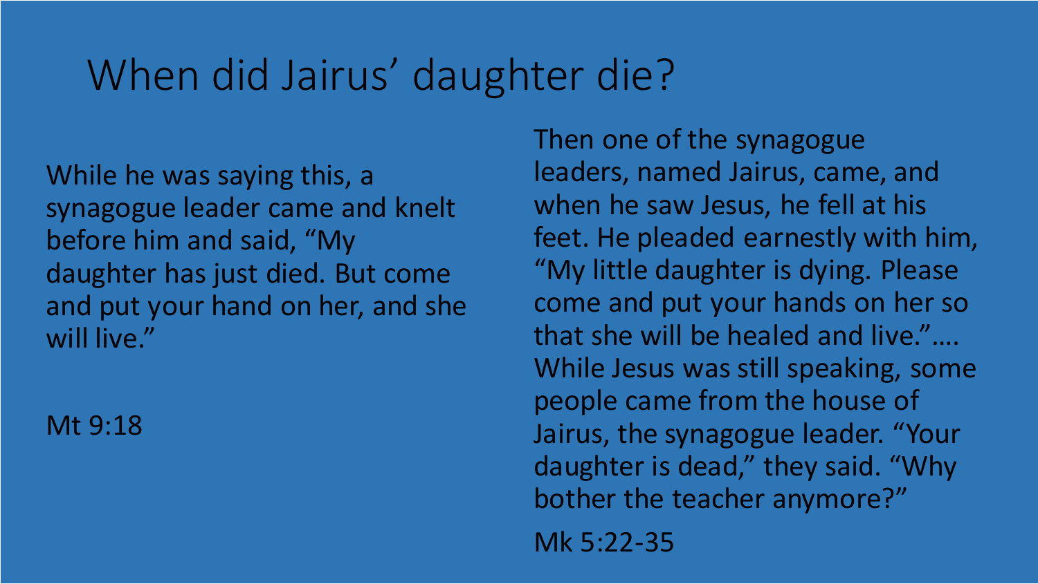# When did Jairus' daughter die?

While he was saying this, a synagogue leader came and knelt before him and said, "My daughter has just died. But come and put your hand on her, and she will live."

Mt 9:18

Then one of the synagogue leaders, named Jairus, came, and when he saw Jesus, he fell at his feet. He pleaded earnestly with him, "My little daughter is dying. Please come and put your hands on her so that she will be healed and live."…. While Jesus was still speaking, some people came from the house of Jairus, the synagogue leader. "Your daughter is dead," they said. "Why bother the teacher anymore?"

Mk 5:22-35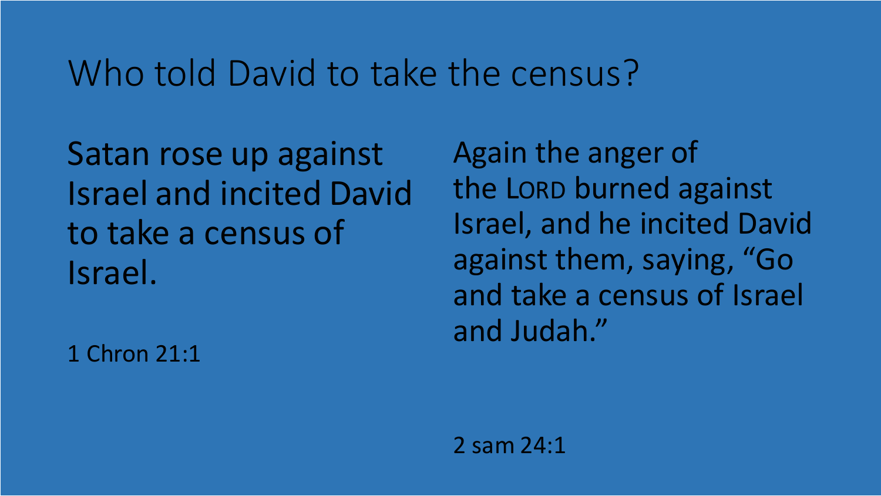# Who told David to take the census?

Satan rose up against Israel and incited David to take a census of Israel.

1 Chron 21:1

Again the anger of the LORD burned against Israel, and he incited David against them, saying, "Go and take a census of Israel and Judah."

2 sam 24:1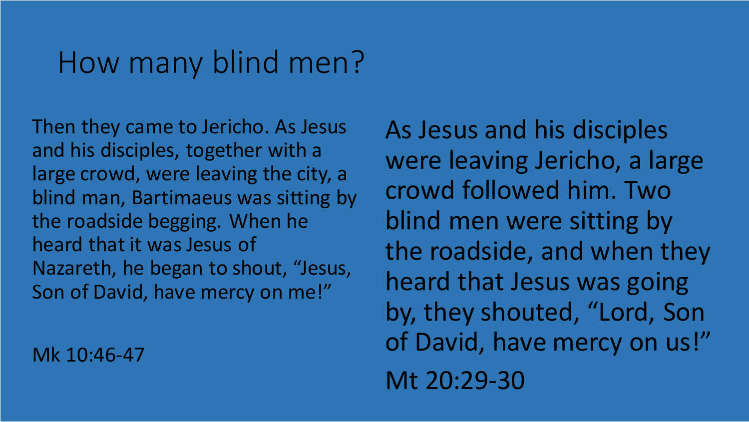# How many blind men?

Then they came to Jericho. As Jesus and his disciples, together with a large crowd, were leaving the city, a blind man, Bartimaeus was sitting by the roadside begging. When he heard that it was Jesus of Nazareth, he began to shout, “Jesus, Son of David, have mercy on me!”

Mk 10:46-47

As Jesus and his disciples were leaving Jericho, a large crowd followed him. Two blind men were sitting by the roadside, and when they heard that Jesus was going by, they shouted, “Lord, Son of David, have mercy on us!”

Mt 20:29-30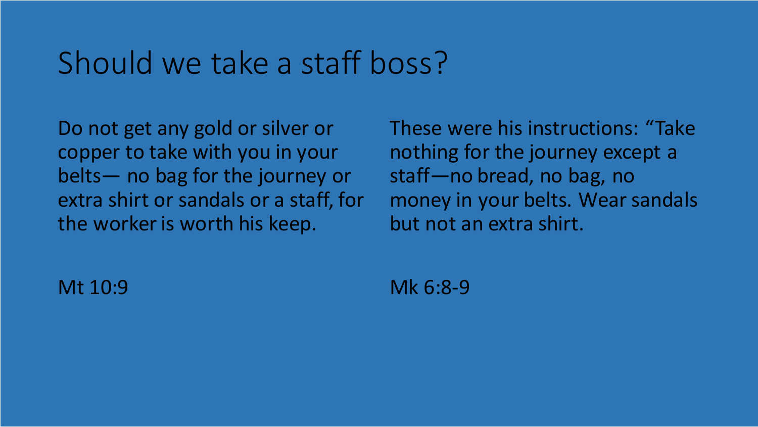# Should we take a staff boss?

Do not get any gold or silver or copper to take with you in your belts— no bag for the journey or extra shirt or sandals or a staff, for the worker is worth his keep.

Mt 10:9

These were his instructions: "Take nothing for the journey except a staff—no bread, no bag, no money in your belts. Wear sandals but not an extra shirt.

Mk 6:8-9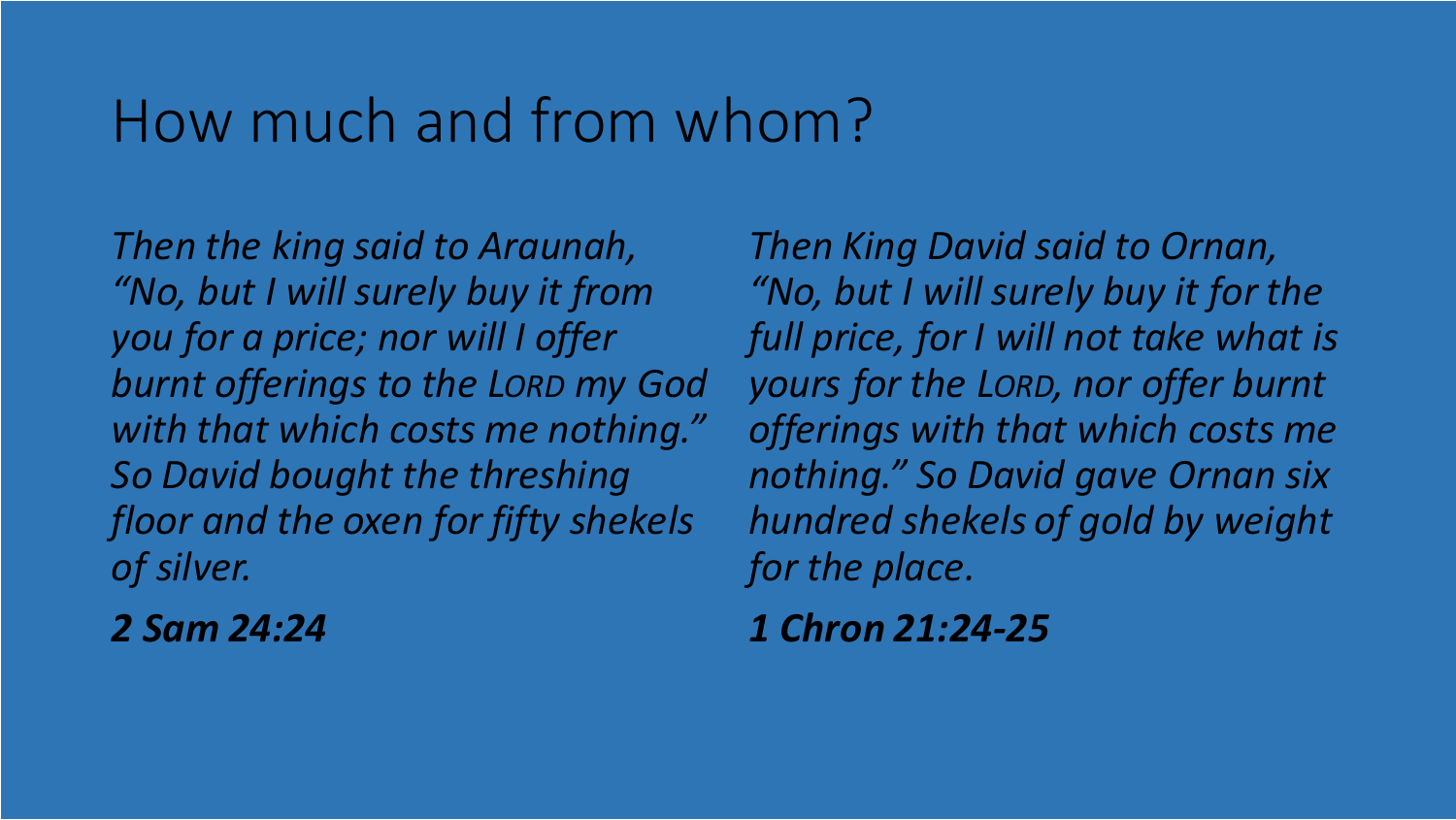# How much and from whom?

*Then the king said to Araunah, "No, but I will surely buy it from you for a price; nor will I offer burnt offerings to the LORD my God with that which costs me nothing." So David bought the threshing floor and the oxen for fifty shekels of silver.*

***2 Sam 24:24***

*Then King David said to Ornan, "No, but I will surely buy it for the full price, for I will not take what is yours for the LORD, nor offer burnt offerings with that which costs me nothing." So David gave Ornan six hundred shekels of gold by weight for the place.*

***1 Chron 21:24-25***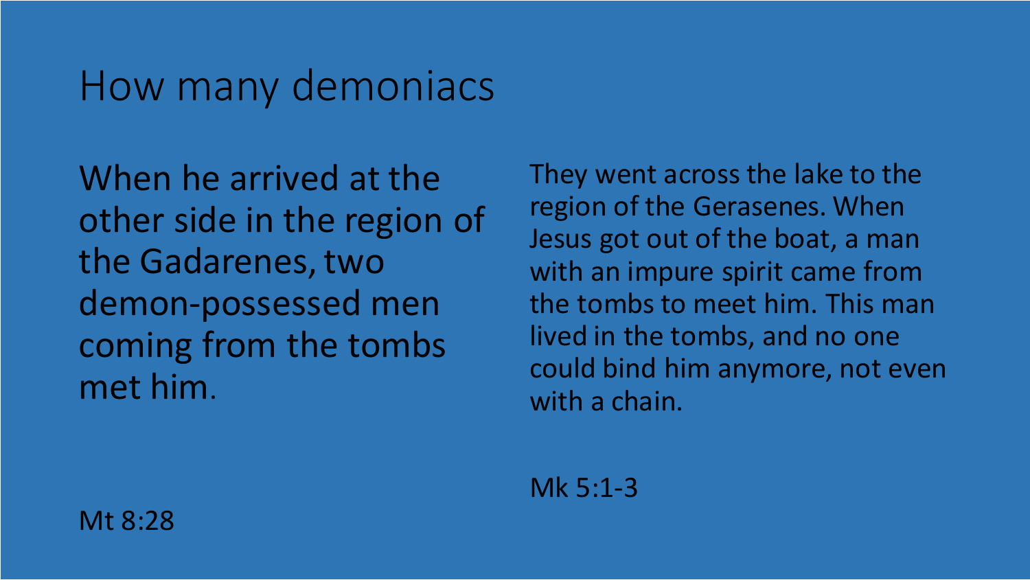# How many demoniacs

When he arrived at the other side in the region of the Gadarenes, two demon-possessed men coming from the tombs met him.

Mt 8:28

They went across the lake to the region of the Gerasenes. When Jesus got out of the boat, a man with an impure spirit came from the tombs to meet him. This man lived in the tombs, and no one could bind him anymore, not even with a chain.

Mk 5:1-3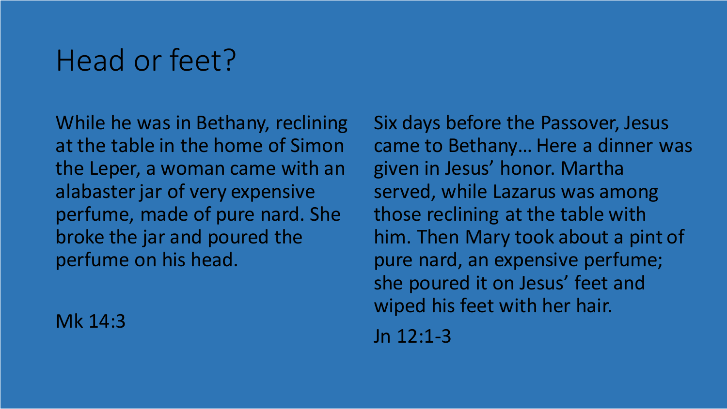# Head or feet?

While he was in Bethany, reclining at the table in the home of Simon the Leper, a woman came with an alabaster jar of very expensive perfume, made of pure nard. She broke the jar and poured the perfume on his head.

Mk 14:3

Six days before the Passover, Jesus came to Bethany… Here a dinner was given in Jesus' honor. Martha served, while Lazarus was among those reclining at the table with him. Then Mary took about a pint of pure nard, an expensive perfume; she poured it on Jesus' feet and wiped his feet with her hair.

Jn 12:1-3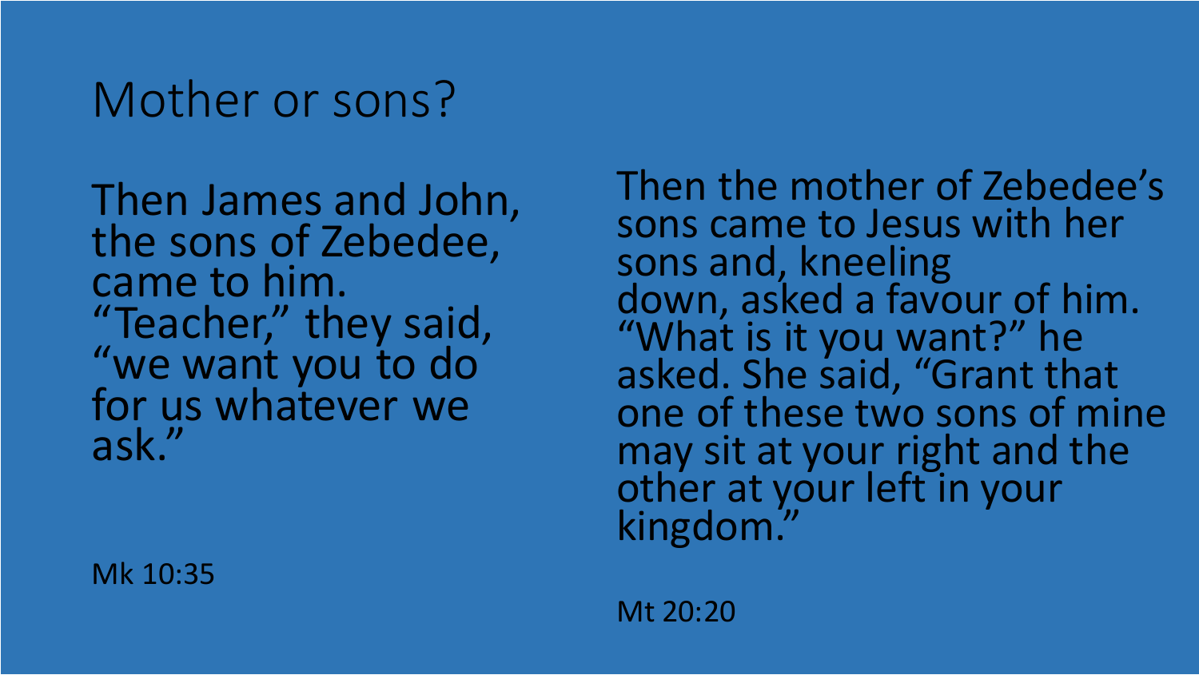# Mother or sons?

Then James and John, the sons of Zebedee, came to him. “Teacher,” they said, “we want you to do for us whatever we ask.”

Mk 10:35

Then the mother of Zebedee’s sons came to Jesus with her sons and, kneeling down, asked a favour of him. “What is it you want?” he asked. She said, “Grant that one of these two sons of mine may sit at your right and the other at your left in your kingdom.”

Mt 20:20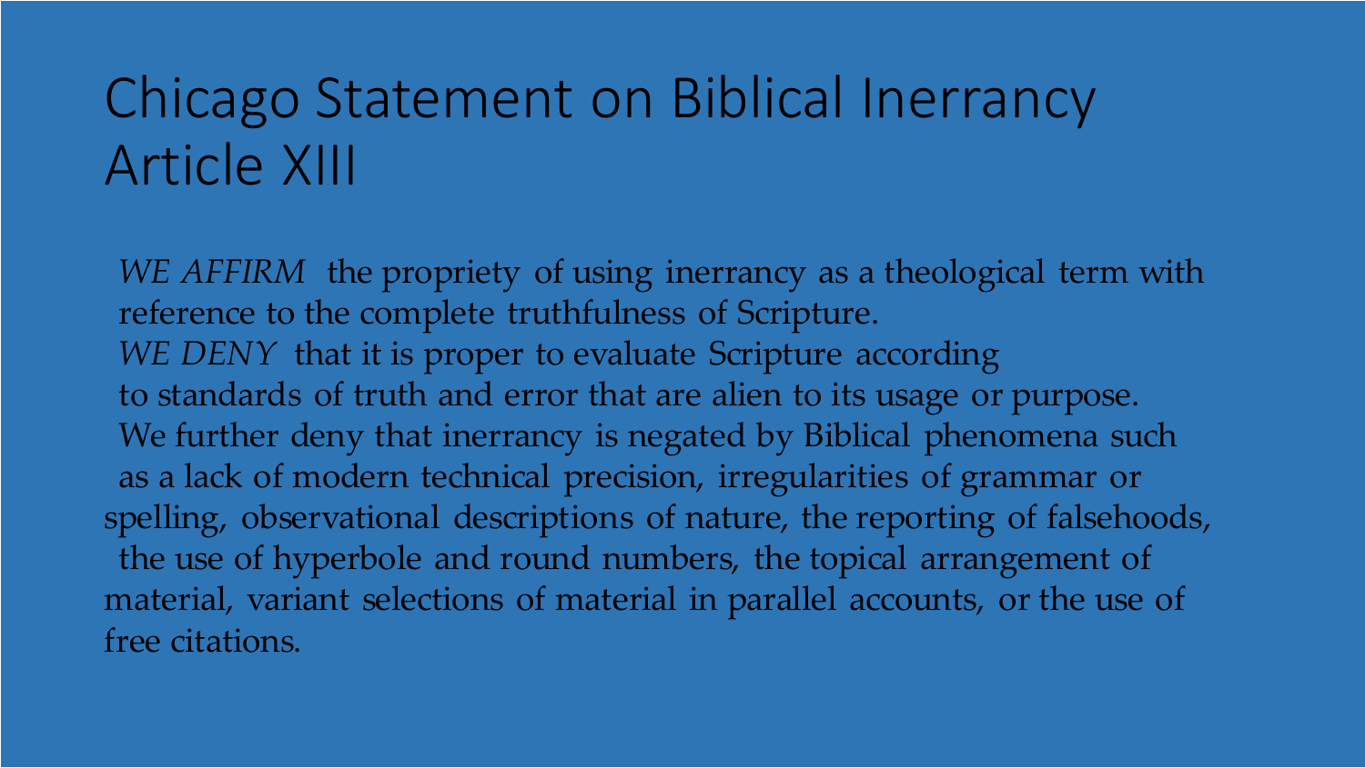# Chicago Statement on Biblical Inerrancy Article XIII

*WE AFFIRM* the propriety of using inerrancy as a theological term with reference to the complete truthfulness of Scripture.

*WE DENY* that it is proper to evaluate Scripture according to standards of truth and error that are alien to its usage or purpose. We further deny that inerrancy is negated by Biblical phenomena such as a lack of modern technical precision, irregularities of grammar or spelling, observational descriptions of nature, the reporting of falsehoods, the use of hyperbole and round numbers, the topical arrangement of material, variant selections of material in parallel accounts, or the use of free citations.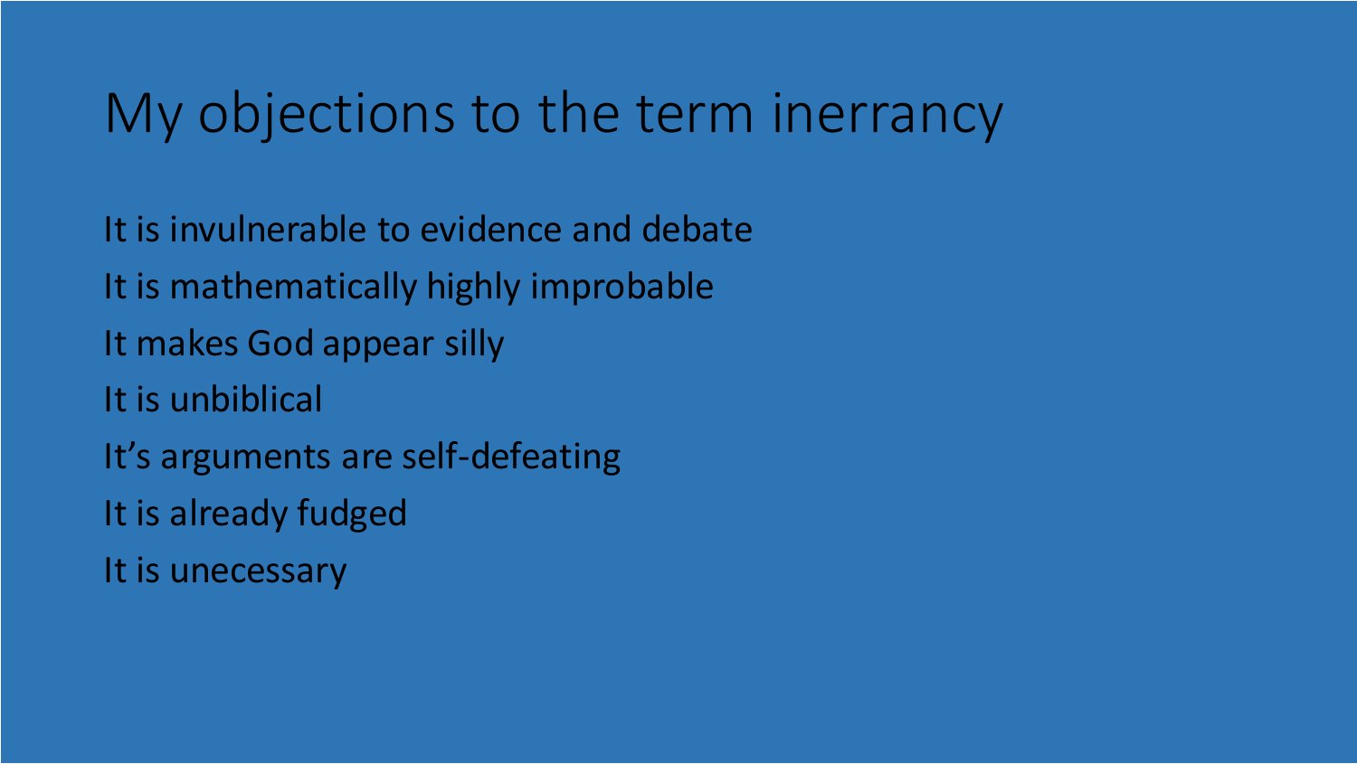# My objections to the term inerrancy

It is invulnerable to evidence and debate

It is mathematically highly improbable

It makes God appear silly

It is unbiblical

It's arguments are self-defeating

It is already fudged

It is unecessary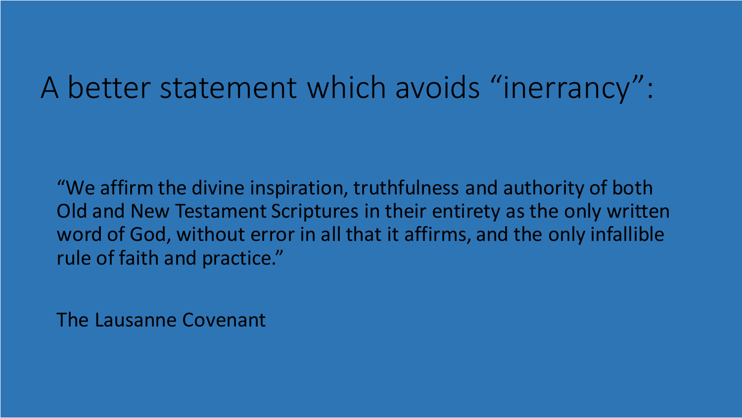# A better statement which avoids “inerrancy”:

“We affirm the divine inspiration, truthfulness and authority of both Old and New Testament Scriptures in their entirety as the only written word of God, without error in all that it affirms, and the only infallible rule of faith and practice.”

The Lausanne Covenant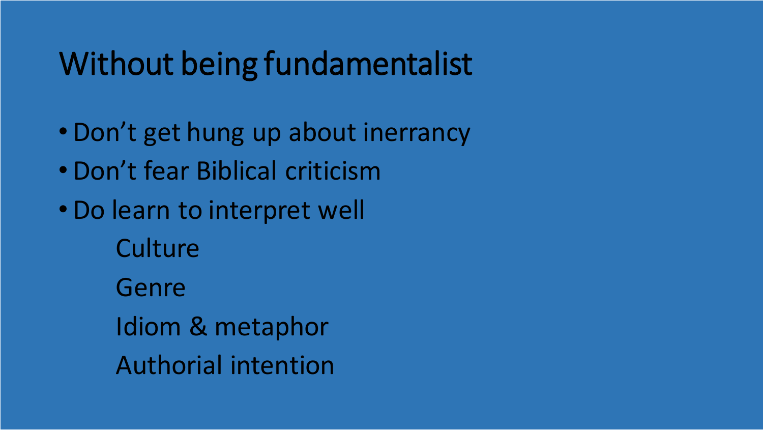# Without being fundamentalist

- Don’t get hung up about inerrancy
- Don’t fear Biblical criticism
- Do learn to interpret well
    - Culture
    - Genre
    - Idiom & metaphor
    - Authorial intention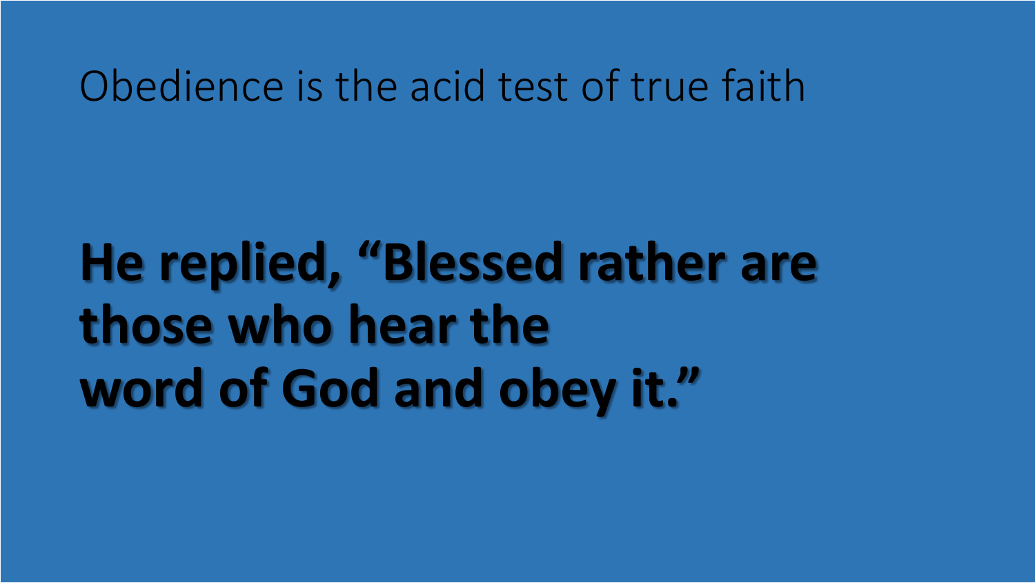# Obedience is the acid test of true faith

**He replied, “Blessed rather are those who hear the word of God and obey it.”**